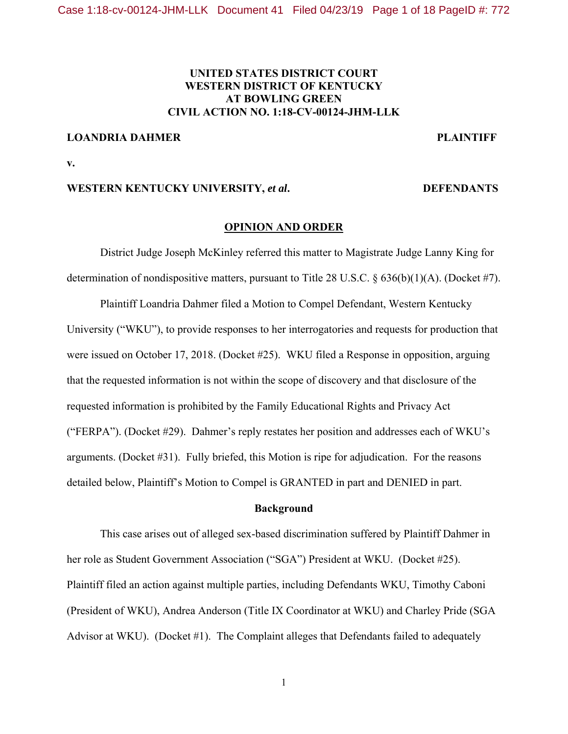**UNITED STATES DISTRICT COURT**
**WESTERN DISTRICT OF KENTUCKY**
**AT BOWLING GREEN**
**CIVIL ACTION NO. 1:18-CV-00124-JHM-LLK**

**LOANDRIA DAHMER** **PLAINTIFF**

**v.**

**WESTERN KENTUCKY UNIVERSITY, *et al*.** **DEFENDANTS**

**OPINION AND ORDER**

District Judge Joseph McKinley referred this matter to Magistrate Judge Lanny King for determination of nondispositive matters, pursuant to Title 28 U.S.C. § 636(b)(1)(A). (Docket #7).

Plaintiff Loandria Dahmer filed a Motion to Compel Defendant, Western Kentucky University ("WKU"), to provide responses to her interrogatories and requests for production that were issued on October 17, 2018. (Docket #25). WKU filed a Response in opposition, arguing that the requested information is not within the scope of discovery and that disclosure of the requested information is prohibited by the Family Educational Rights and Privacy Act ("FERPA"). (Docket #29). Dahmer's reply restates her position and addresses each of WKU's arguments. (Docket #31). Fully briefed, this Motion is ripe for adjudication. For the reasons detailed below, Plaintiff's Motion to Compel is GRANTED in part and DENIED in part.

**Background**

This case arises out of alleged sex-based discrimination suffered by Plaintiff Dahmer in her role as Student Government Association ("SGA") President at WKU. (Docket #25). Plaintiff filed an action against multiple parties, including Defendants WKU, Timothy Caboni (President of WKU), Andrea Anderson (Title IX Coordinator at WKU) and Charley Pride (SGA Advisor at WKU). (Docket #1). The Complaint alleges that Defendants failed to adequately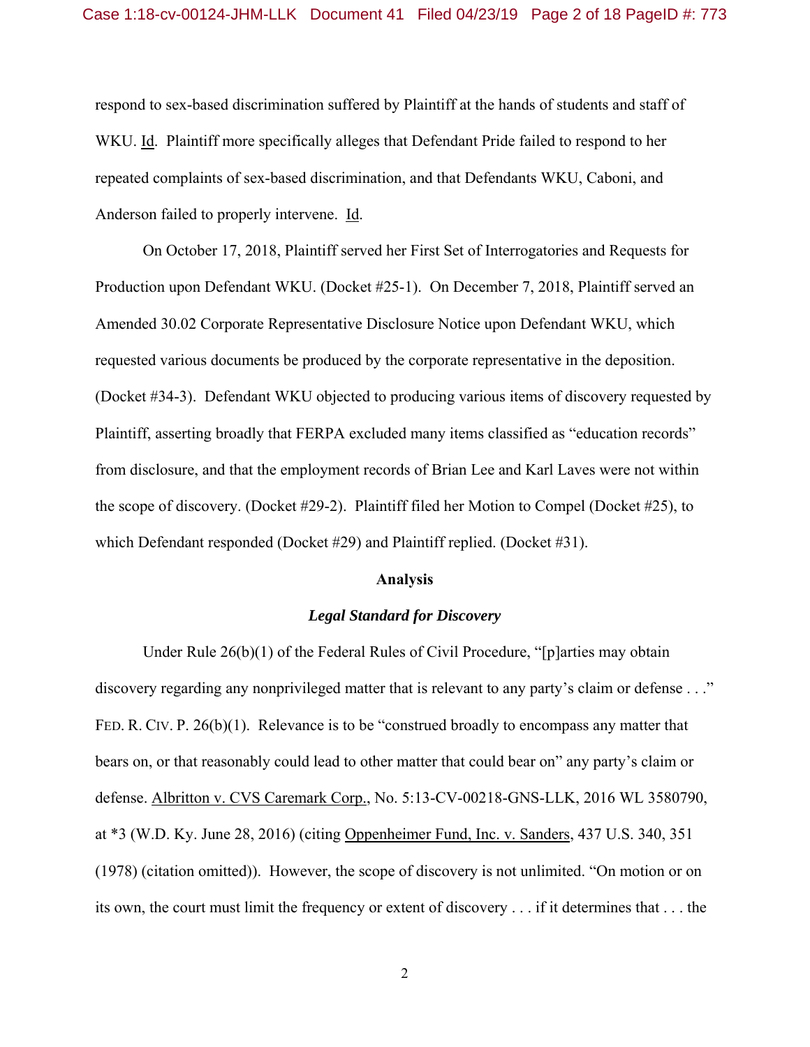respond to sex-based discrimination suffered by Plaintiff at the hands of students and staff of WKU. Id. Plaintiff more specifically alleges that Defendant Pride failed to respond to her repeated complaints of sex-based discrimination, and that Defendants WKU, Caboni, and Anderson failed to properly intervene. Id.

On October 17, 2018, Plaintiff served her First Set of Interrogatories and Requests for Production upon Defendant WKU. (Docket #25-1). On December 7, 2018, Plaintiff served an Amended 30.02 Corporate Representative Disclosure Notice upon Defendant WKU, which requested various documents be produced by the corporate representative in the deposition. (Docket #34-3). Defendant WKU objected to producing various items of discovery requested by Plaintiff, asserting broadly that FERPA excluded many items classified as "education records" from disclosure, and that the employment records of Brian Lee and Karl Laves were not within the scope of discovery. (Docket #29-2). Plaintiff filed her Motion to Compel (Docket #25), to which Defendant responded (Docket #29) and Plaintiff replied. (Docket #31).

## Analysis

### *Legal Standard for Discovery*

Under Rule 26(b)(1) of the Federal Rules of Civil Procedure, "[p]arties may obtain discovery regarding any nonprivileged matter that is relevant to any party's claim or defense . . ." FED. R. CIV. P. 26(b)(1). Relevance is to be "construed broadly to encompass any matter that bears on, or that reasonably could lead to other matter that could bear on" any party's claim or defense. Albritton v. CVS Caremark Corp., No. 5:13-CV-00218-GNS-LLK, 2016 WL 3580790, at *3 (W.D. Ky. June 28, 2016) (citing Oppenheimer Fund, Inc. v. Sanders, 437 U.S. 340, 351 (1978) (citation omitted)). However, the scope of discovery is not unlimited. "On motion or on its own, the court must limit the frequency or extent of discovery . . . if it determines that . . . the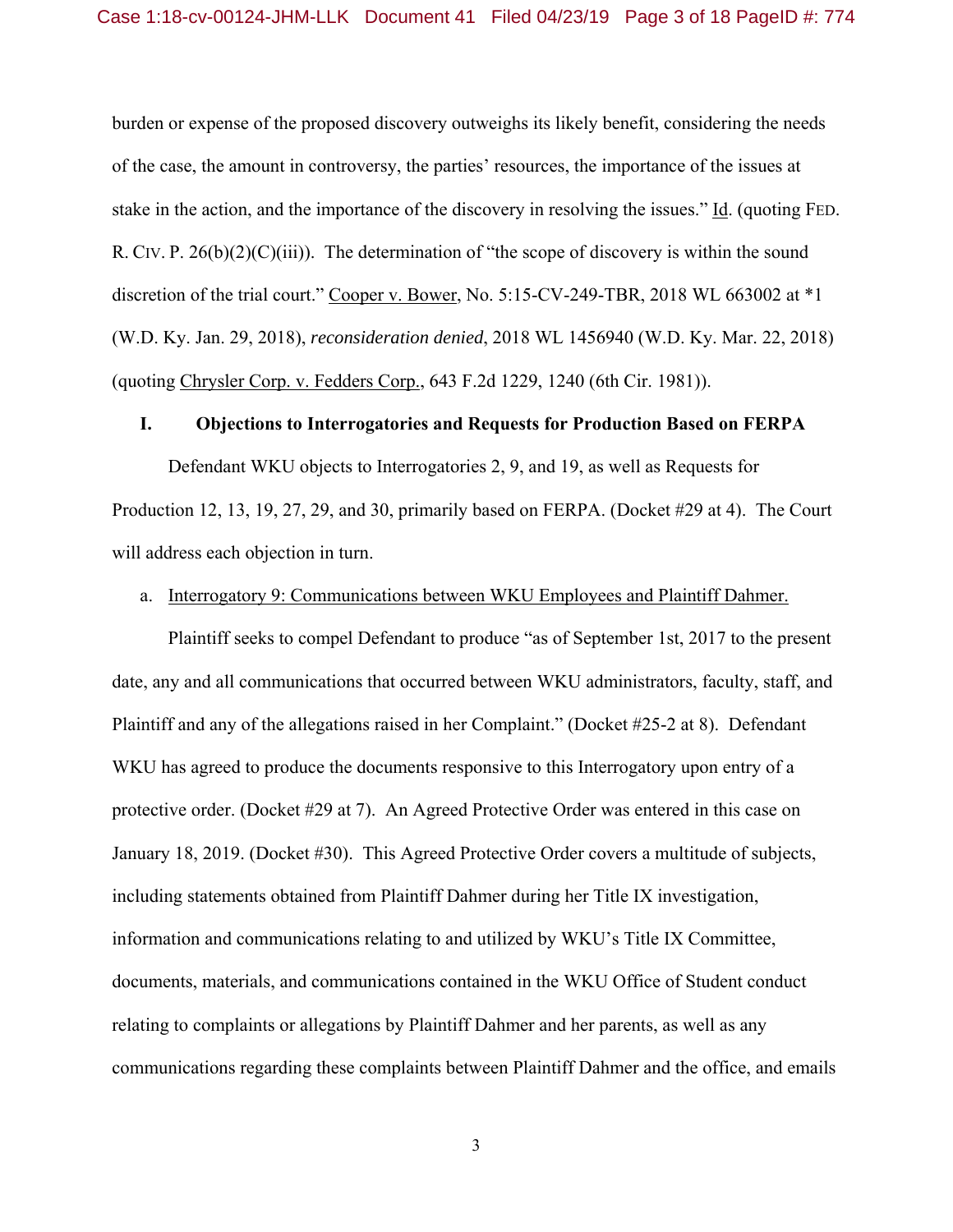burden or expense of the proposed discovery outweighs its likely benefit, considering the needs of the case, the amount in controversy, the parties' resources, the importance of the issues at stake in the action, and the importance of the discovery in resolving the issues." Id. (quoting FED. R. CIV. P. 26(b)(2)(C)(iii)). The determination of "the scope of discovery is within the sound discretion of the trial court." Cooper v. Bower, No. 5:15-CV-249-TBR, 2018 WL 663002 at *1 (W.D. Ky. Jan. 29, 2018), *reconsideration denied*, 2018 WL 1456940 (W.D. Ky. Mar. 22, 2018) (quoting Chrysler Corp. v. Fedders Corp., 643 F.2d 1229, 1240 (6th Cir. 1981)).

## I. Objections to Interrogatories and Requests for Production Based on FERPA

Defendant WKU objects to Interrogatories 2, 9, and 19, as well as Requests for Production 12, 13, 19, 27, 29, and 30, primarily based on FERPA. (Docket #29 at 4). The Court will address each objection in turn.

a. Interrogatory 9: Communications between WKU Employees and Plaintiff Dahmer.

Plaintiff seeks to compel Defendant to produce "as of September 1st, 2017 to the present date, any and all communications that occurred between WKU administrators, faculty, staff, and Plaintiff and any of the allegations raised in her Complaint." (Docket #25-2 at 8). Defendant WKU has agreed to produce the documents responsive to this Interrogatory upon entry of a protective order. (Docket #29 at 7). An Agreed Protective Order was entered in this case on January 18, 2019. (Docket #30). This Agreed Protective Order covers a multitude of subjects, including statements obtained from Plaintiff Dahmer during her Title IX investigation, information and communications relating to and utilized by WKU's Title IX Committee, documents, materials, and communications contained in the WKU Office of Student conduct relating to complaints or allegations by Plaintiff Dahmer and her parents, as well as any communications regarding these complaints between Plaintiff Dahmer and the office, and emails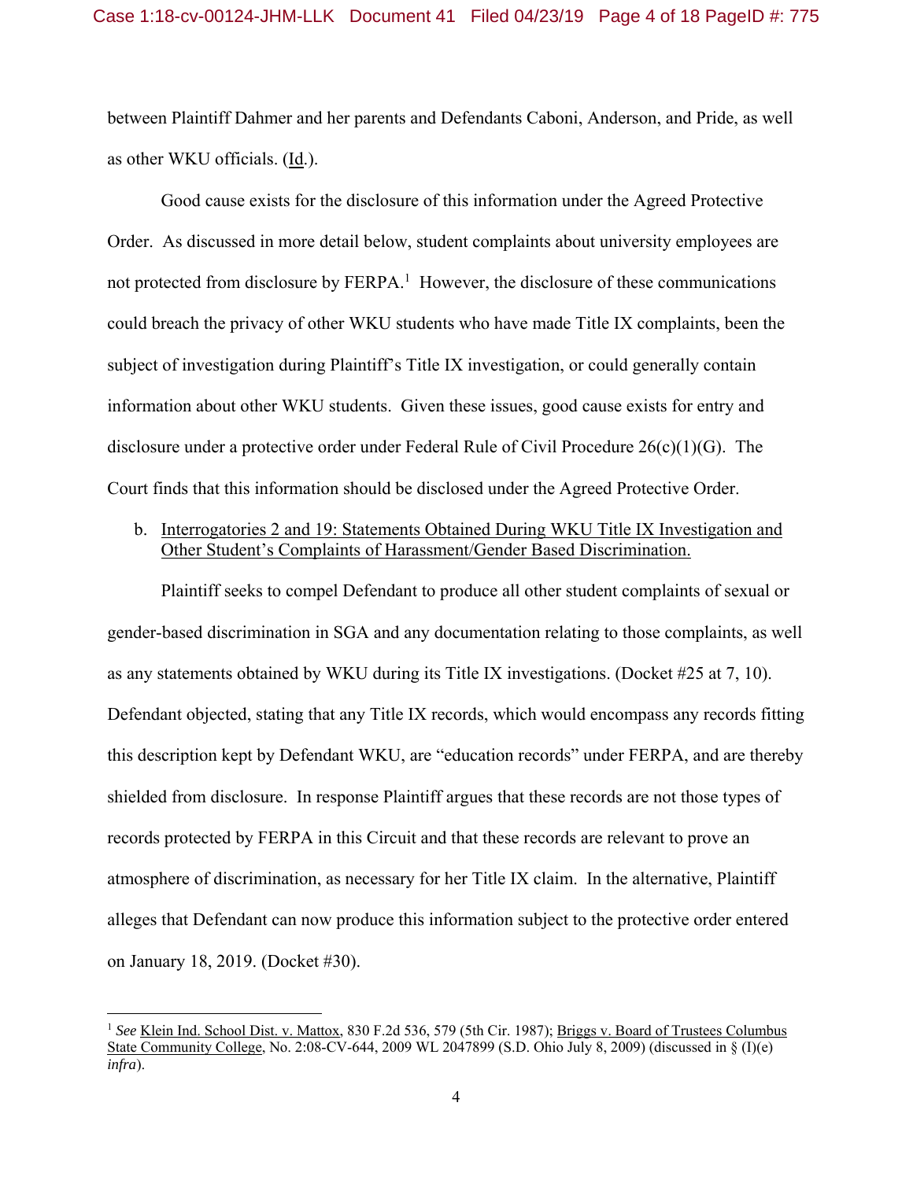between Plaintiff Dahmer and her parents and Defendants Caboni, Anderson, and Pride, as well as other WKU officials. (Id.).

Good cause exists for the disclosure of this information under the Agreed Protective Order. As discussed in more detail below, student complaints about university employees are not protected from disclosure by FERPA.[1] However, the disclosure of these communications could breach the privacy of other WKU students who have made Title IX complaints, been the subject of investigation during Plaintiff's Title IX investigation, or could generally contain information about other WKU students. Given these issues, good cause exists for entry and disclosure under a protective order under Federal Rule of Civil Procedure 26(c)(1)(G). The Court finds that this information should be disclosed under the Agreed Protective Order.

b. Interrogatories 2 and 19: Statements Obtained During WKU Title IX Investigation and Other Student's Complaints of Harassment/Gender Based Discrimination.

Plaintiff seeks to compel Defendant to produce all other student complaints of sexual or gender-based discrimination in SGA and any documentation relating to those complaints, as well as any statements obtained by WKU during its Title IX investigations. (Docket #25 at 7, 10). Defendant objected, stating that any Title IX records, which would encompass any records fitting this description kept by Defendant WKU, are "education records" under FERPA, and are thereby shielded from disclosure. In response Plaintiff argues that these records are not those types of records protected by FERPA in this Circuit and that these records are relevant to prove an atmosphere of discrimination, as necessary for her Title IX claim. In the alternative, Plaintiff alleges that Defendant can now produce this information subject to the protective order entered on January 18, 2019. (Docket #30).

[1] *See* Klein Ind. School Dist. v. Mattox, 830 F.2d 536, 579 (5th Cir. 1987); Briggs v. Board of Trustees Columbus State Community College, No. 2:08-CV-644, 2009 WL 2047899 (S.D. Ohio July 8, 2009) (discussed in § (I)(e) *infra*).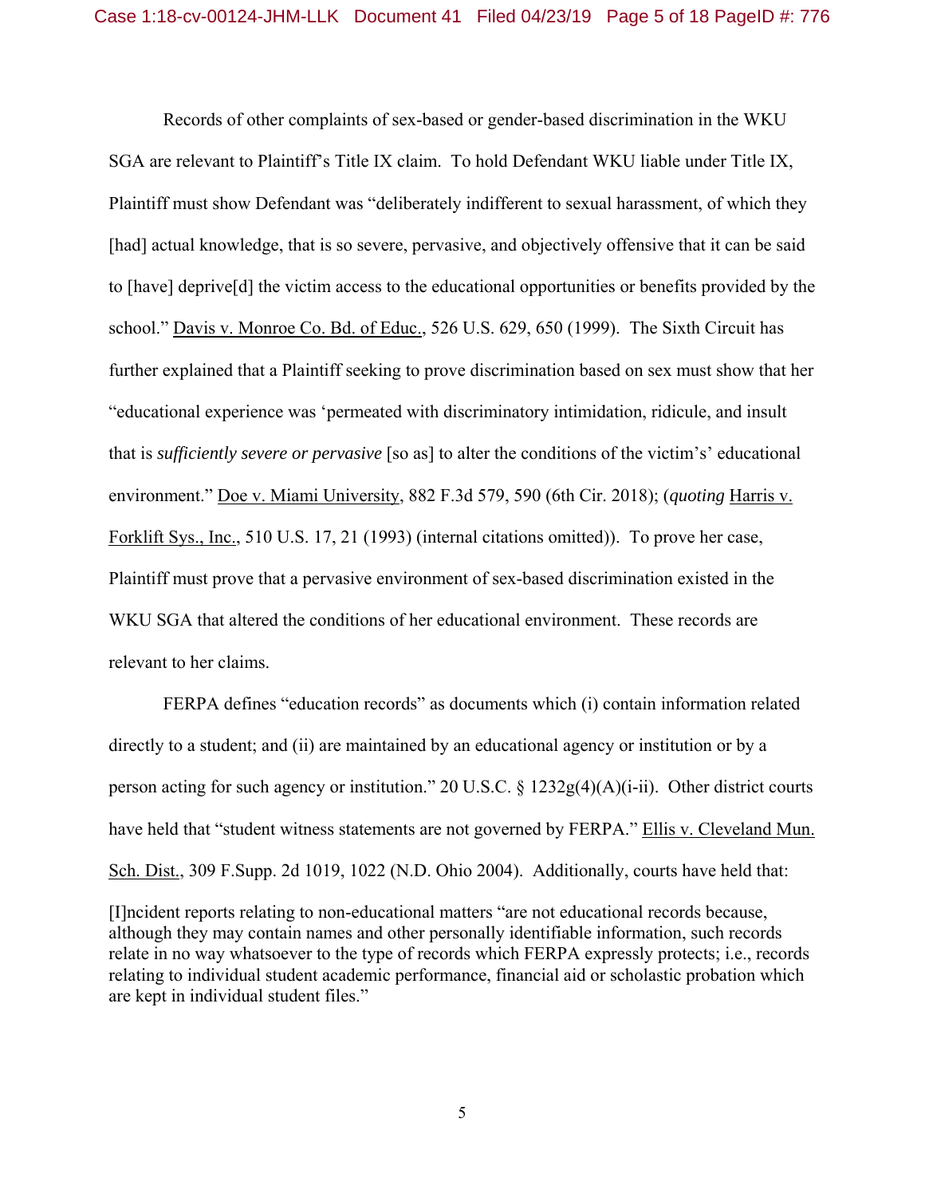Records of other complaints of sex-based or gender-based discrimination in the WKU SGA are relevant to Plaintiff's Title IX claim. To hold Defendant WKU liable under Title IX, Plaintiff must show Defendant was "deliberately indifferent to sexual harassment, of which they [had] actual knowledge, that is so severe, pervasive, and objectively offensive that it can be said to [have] deprive[d] the victim access to the educational opportunities or benefits provided by the school." Davis v. Monroe Co. Bd. of Educ., 526 U.S. 629, 650 (1999). The Sixth Circuit has further explained that a Plaintiff seeking to prove discrimination based on sex must show that her "educational experience was 'permeated with discriminatory intimidation, ridicule, and insult that is *sufficiently severe or pervasive* [so as] to alter the conditions of the victim's' educational environment." Doe v. Miami University, 882 F.3d 579, 590 (6th Cir. 2018); (*quoting* Harris v. Forklift Sys., Inc., 510 U.S. 17, 21 (1993) (internal citations omitted)). To prove her case, Plaintiff must prove that a pervasive environment of sex-based discrimination existed in the WKU SGA that altered the conditions of her educational environment. These records are relevant to her claims.

FERPA defines "education records" as documents which (i) contain information related directly to a student; and (ii) are maintained by an educational agency or institution or by a person acting for such agency or institution." 20 U.S.C. § 1232g(4)(A)(i-ii). Other district courts have held that "student witness statements are not governed by FERPA." Ellis v. Cleveland Mun. Sch. Dist., 309 F.Supp. 2d 1019, 1022 (N.D. Ohio 2004). Additionally, courts have held that:

> [I]ncident reports relating to non-educational matters "are not educational records because, although they may contain names and other personally identifiable information, such records relate in no way whatsoever to the type of records which FERPA expressly protects; i.e., records relating to individual student academic performance, financial aid or scholastic probation which are kept in individual student files."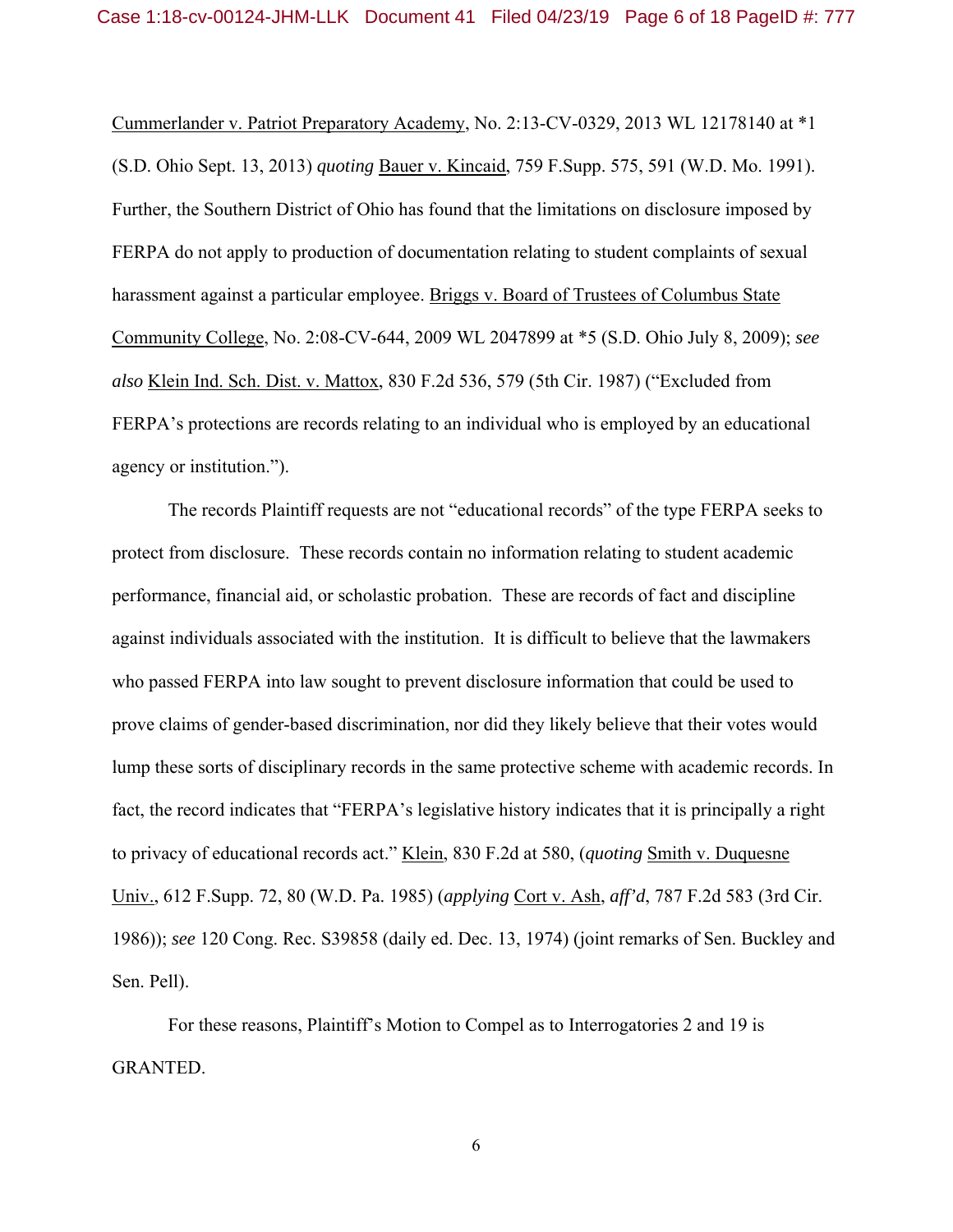Cummerlander v. Patriot Preparatory Academy, No. 2:13-CV-0329, 2013 WL 12178140 at *1 (S.D. Ohio Sept. 13, 2013) *quoting* Bauer v. Kincaid, 759 F.Supp. 575, 591 (W.D. Mo. 1991). Further, the Southern District of Ohio has found that the limitations on disclosure imposed by FERPA do not apply to production of documentation relating to student complaints of sexual harassment against a particular employee. Briggs v. Board of Trustees of Columbus State Community College, No. 2:08-CV-644, 2009 WL 2047899 at *5 (S.D. Ohio July 8, 2009); *see also* Klein Ind. Sch. Dist. v. Mattox, 830 F.2d 536, 579 (5th Cir. 1987) ("Excluded from FERPA's protections are records relating to an individual who is employed by an educational agency or institution.").

The records Plaintiff requests are not "educational records" of the type FERPA seeks to protect from disclosure. These records contain no information relating to student academic performance, financial aid, or scholastic probation. These are records of fact and discipline against individuals associated with the institution. It is difficult to believe that the lawmakers who passed FERPA into law sought to prevent disclosure information that could be used to prove claims of gender-based discrimination, nor did they likely believe that their votes would lump these sorts of disciplinary records in the same protective scheme with academic records. In fact, the record indicates that "FERPA's legislative history indicates that it is principally a right to privacy of educational records act." Klein, 830 F.2d at 580, (*quoting* Smith v. Duquesne Univ., 612 F.Supp. 72, 80 (W.D. Pa. 1985) (*applying* Cort v. Ash, *aff'd*, 787 F.2d 583 (3rd Cir. 1986)); *see* 120 Cong. Rec. S39858 (daily ed. Dec. 13, 1974) (joint remarks of Sen. Buckley and Sen. Pell).

For these reasons, Plaintiff's Motion to Compel as to Interrogatories 2 and 19 is GRANTED.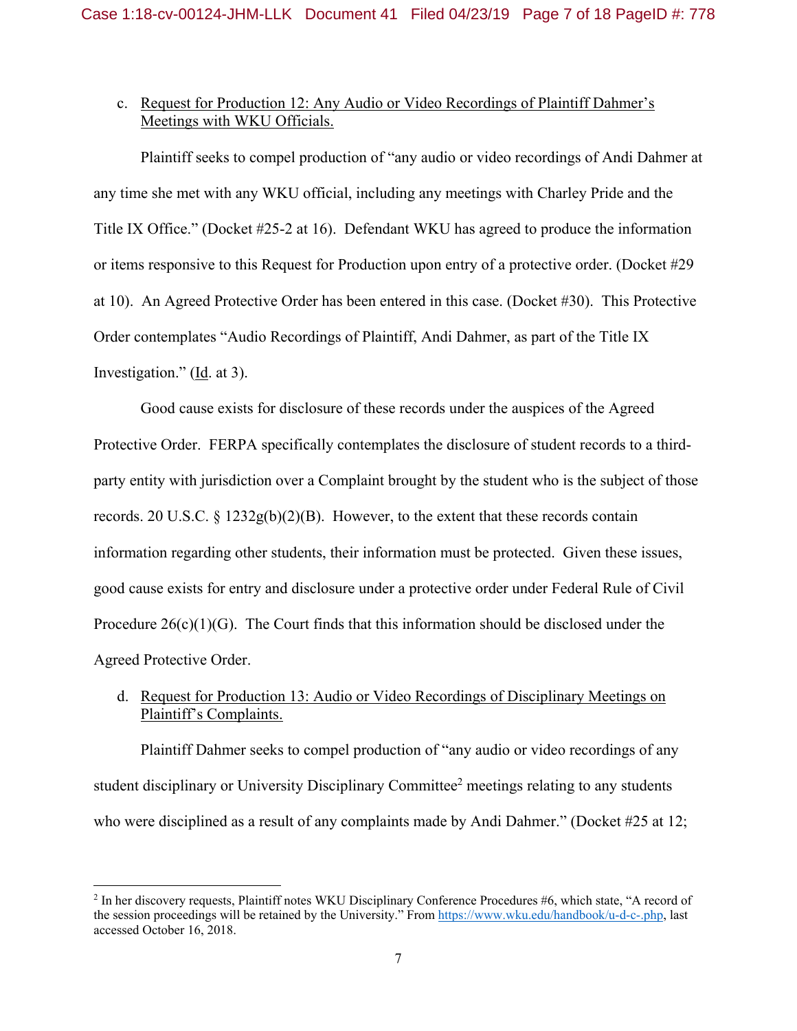c. <u>Request for Production 12: Any Audio or Video Recordings of Plaintiff Dahmer's Meetings with WKU Officials.</u>

Plaintiff seeks to compel production of "any audio or video recordings of Andi Dahmer at any time she met with any WKU official, including any meetings with Charley Pride and the Title IX Office." (Docket #25-2 at 16). Defendant WKU has agreed to produce the information or items responsive to this Request for Production upon entry of a protective order. (Docket #29 at 10). An Agreed Protective Order has been entered in this case. (Docket #30). This Protective Order contemplates "Audio Recordings of Plaintiff, Andi Dahmer, as part of the Title IX Investigation." (<u>Id</u>. at 3).

Good cause exists for disclosure of these records under the auspices of the Agreed Protective Order. FERPA specifically contemplates the disclosure of student records to a third-party entity with jurisdiction over a Complaint brought by the student who is the subject of those records. 20 U.S.C. § 1232g(b)(2)(B). However, to the extent that these records contain information regarding other students, their information must be protected. Given these issues, good cause exists for entry and disclosure under a protective order under Federal Rule of Civil Procedure 26(c)(1)(G). The Court finds that this information should be disclosed under the Agreed Protective Order.

d. <u>Request for Production 13: Audio or Video Recordings of Disciplinary Meetings on Plaintiff's Complaints.</u>

Plaintiff Dahmer seeks to compel production of "any audio or video recordings of any student disciplinary or University Disciplinary Committee[2] meetings relating to any students who were disciplined as a result of any complaints made by Andi Dahmer." (Docket #25 at 12;

[2] In her discovery requests, Plaintiff notes WKU Disciplinary Conference Procedures #6, which state, "A record of the session proceedings will be retained by the University." From https://www.wku.edu/handbook/u-d-c-.php, last accessed October 16, 2018.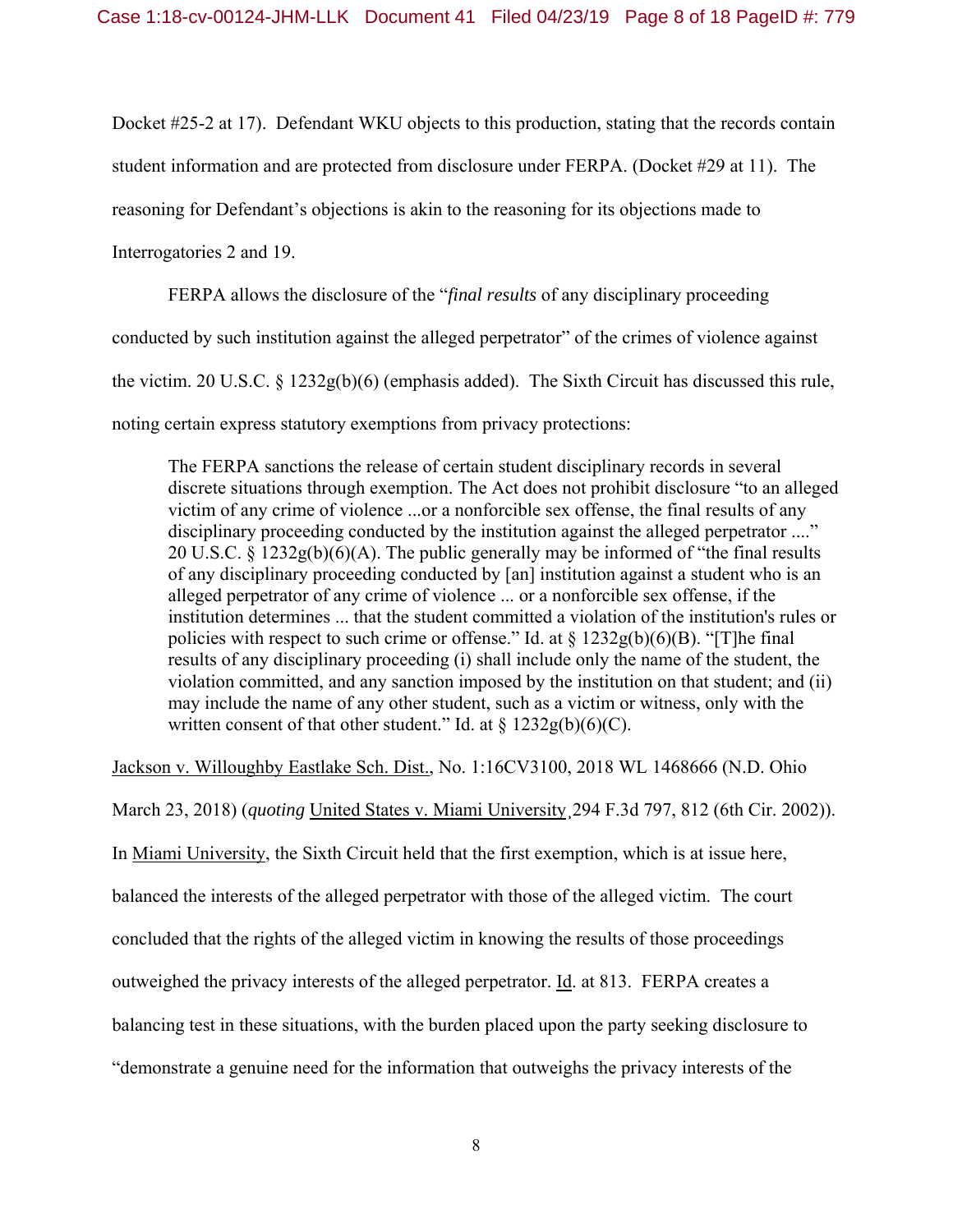Docket #25-2 at 17). Defendant WKU objects to this production, stating that the records contain student information and are protected from disclosure under FERPA. (Docket #29 at 11). The reasoning for Defendant's objections is akin to the reasoning for its objections made to Interrogatories 2 and 19.

FERPA allows the disclosure of the "*final results* of any disciplinary proceeding conducted by such institution against the alleged perpetrator" of the crimes of violence against the victim. 20 U.S.C. § 1232g(b)(6) (emphasis added). The Sixth Circuit has discussed this rule, noting certain express statutory exemptions from privacy protections:

> The FERPA sanctions the release of certain student disciplinary records in several discrete situations through exemption. The Act does not prohibit disclosure "to an alleged victim of any crime of violence ...or a nonforcible sex offense, the final results of any disciplinary proceeding conducted by the institution against the alleged perpetrator ...." 20 U.S.C. § 1232g(b)(6)(A). The public generally may be informed of "the final results of any disciplinary proceeding conducted by [an] institution against a student who is an alleged perpetrator of any crime of violence ... or a nonforcible sex offense, if the institution determines ... that the student committed a violation of the institution's rules or policies with respect to such crime or offense." Id. at § 1232g(b)(6)(B). "[T]he final results of any disciplinary proceeding (i) shall include only the name of the student, the violation committed, and any sanction imposed by the institution on that student; and (ii) may include the name of any other student, such as a victim or witness, only with the written consent of that other student." Id. at § 1232g(b)(6)(C).

Jackson v. Willoughby Eastlake Sch. Dist., No. 1:16CV3100, 2018 WL 1468666 (N.D. Ohio March 23, 2018) (*quoting* United States v. Miami University, 294 F.3d 797, 812 (6th Cir. 2002)). In Miami University, the Sixth Circuit held that the first exemption, which is at issue here, balanced the interests of the alleged perpetrator with those of the alleged victim. The court concluded that the rights of the alleged victim in knowing the results of those proceedings outweighed the privacy interests of the alleged perpetrator. Id. at 813. FERPA creates a balancing test in these situations, with the burden placed upon the party seeking disclosure to "demonstrate a genuine need for the information that outweighs the privacy interests of the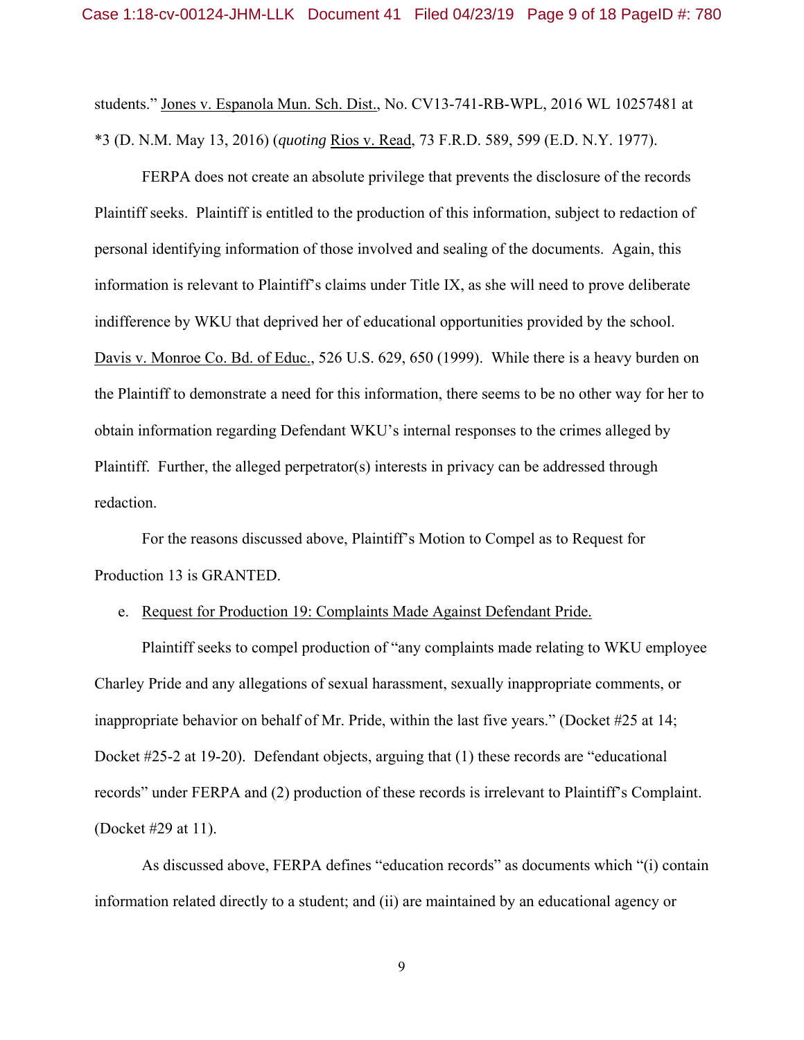students." Jones v. Espanola Mun. Sch. Dist., No. CV13-741-RB-WPL, 2016 WL 10257481 at *3 (D. N.M. May 13, 2016) (*quoting* Rios v. Read, 73 F.R.D. 589, 599 (E.D. N.Y. 1977).

FERPA does not create an absolute privilege that prevents the disclosure of the records Plaintiff seeks. Plaintiff is entitled to the production of this information, subject to redaction of personal identifying information of those involved and sealing of the documents. Again, this information is relevant to Plaintiff's claims under Title IX, as she will need to prove deliberate indifference by WKU that deprived her of educational opportunities provided by the school. Davis v. Monroe Co. Bd. of Educ., 526 U.S. 629, 650 (1999). While there is a heavy burden on the Plaintiff to demonstrate a need for this information, there seems to be no other way for her to obtain information regarding Defendant WKU's internal responses to the crimes alleged by Plaintiff. Further, the alleged perpetrator(s) interests in privacy can be addressed through redaction.

For the reasons discussed above, Plaintiff's Motion to Compel as to Request for Production 13 is GRANTED.

e. Request for Production 19: Complaints Made Against Defendant Pride.

Plaintiff seeks to compel production of "any complaints made relating to WKU employee Charley Pride and any allegations of sexual harassment, sexually inappropriate comments, or inappropriate behavior on behalf of Mr. Pride, within the last five years." (Docket #25 at 14; Docket #25-2 at 19-20). Defendant objects, arguing that (1) these records are "educational records" under FERPA and (2) production of these records is irrelevant to Plaintiff's Complaint. (Docket #29 at 11).

As discussed above, FERPA defines "education records" as documents which "(i) contain information related directly to a student; and (ii) are maintained by an educational agency or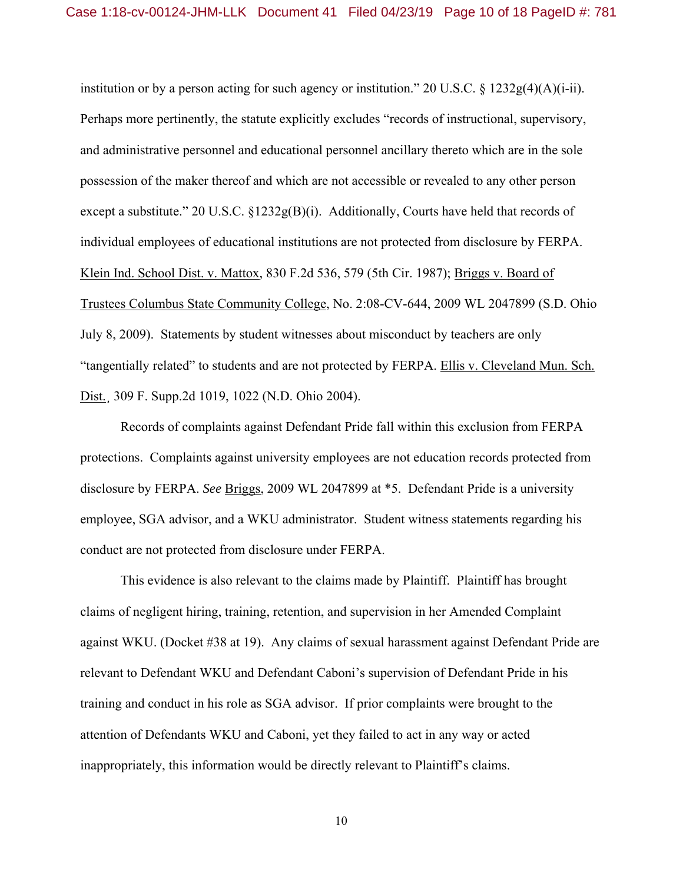institution or by a person acting for such agency or institution." 20 U.S.C. § 1232g(4)(A)(i-ii). Perhaps more pertinently, the statute explicitly excludes "records of instructional, supervisory, and administrative personnel and educational personnel ancillary thereto which are in the sole possession of the maker thereof and which are not accessible or revealed to any other person except a substitute." 20 U.S.C. §1232g(B)(i). Additionally, Courts have held that records of individual employees of educational institutions are not protected from disclosure by FERPA. Klein Ind. School Dist. v. Mattox, 830 F.2d 536, 579 (5th Cir. 1987); Briggs v. Board of Trustees Columbus State Community College, No. 2:08-CV-644, 2009 WL 2047899 (S.D. Ohio July 8, 2009). Statements by student witnesses about misconduct by teachers are only "tangentially related" to students and are not protected by FERPA. Ellis v. Cleveland Mun. Sch. Dist., 309 F. Supp.2d 1019, 1022 (N.D. Ohio 2004).

Records of complaints against Defendant Pride fall within this exclusion from FERPA protections. Complaints against university employees are not education records protected from disclosure by FERPA. *See* Briggs, 2009 WL 2047899 at *5. Defendant Pride is a university employee, SGA advisor, and a WKU administrator. Student witness statements regarding his conduct are not protected from disclosure under FERPA.

This evidence is also relevant to the claims made by Plaintiff. Plaintiff has brought claims of negligent hiring, training, retention, and supervision in her Amended Complaint against WKU. (Docket #38 at 19). Any claims of sexual harassment against Defendant Pride are relevant to Defendant WKU and Defendant Caboni's supervision of Defendant Pride in his training and conduct in his role as SGA advisor. If prior complaints were brought to the attention of Defendants WKU and Caboni, yet they failed to act in any way or acted inappropriately, this information would be directly relevant to Plaintiff's claims.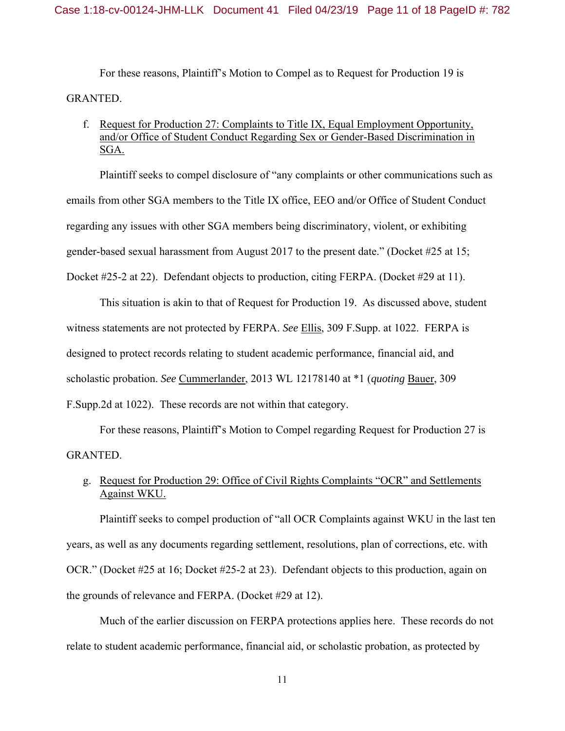For these reasons, Plaintiff's Motion to Compel as to Request for Production 19 is GRANTED.

f. Request for Production 27: Complaints to Title IX, Equal Employment Opportunity, and/or Office of Student Conduct Regarding Sex or Gender-Based Discrimination in SGA.

Plaintiff seeks to compel disclosure of "any complaints or other communications such as emails from other SGA members to the Title IX office, EEO and/or Office of Student Conduct regarding any issues with other SGA members being discriminatory, violent, or exhibiting gender-based sexual harassment from August 2017 to the present date." (Docket #25 at 15; Docket #25-2 at 22). Defendant objects to production, citing FERPA. (Docket #29 at 11).

This situation is akin to that of Request for Production 19. As discussed above, student witness statements are not protected by FERPA. *See* Ellis, 309 F.Supp. at 1022. FERPA is designed to protect records relating to student academic performance, financial aid, and scholastic probation. *See* Cummerlander, 2013 WL 12178140 at *1 (*quoting* Bauer, 309 F.Supp.2d at 1022). These records are not within that category.

For these reasons, Plaintiff's Motion to Compel regarding Request for Production 27 is GRANTED.

g. Request for Production 29: Office of Civil Rights Complaints "OCR" and Settlements Against WKU.

Plaintiff seeks to compel production of "all OCR Complaints against WKU in the last ten years, as well as any documents regarding settlement, resolutions, plan of corrections, etc. with OCR." (Docket #25 at 16; Docket #25-2 at 23). Defendant objects to this production, again on the grounds of relevance and FERPA. (Docket #29 at 12).

Much of the earlier discussion on FERPA protections applies here. These records do not relate to student academic performance, financial aid, or scholastic probation, as protected by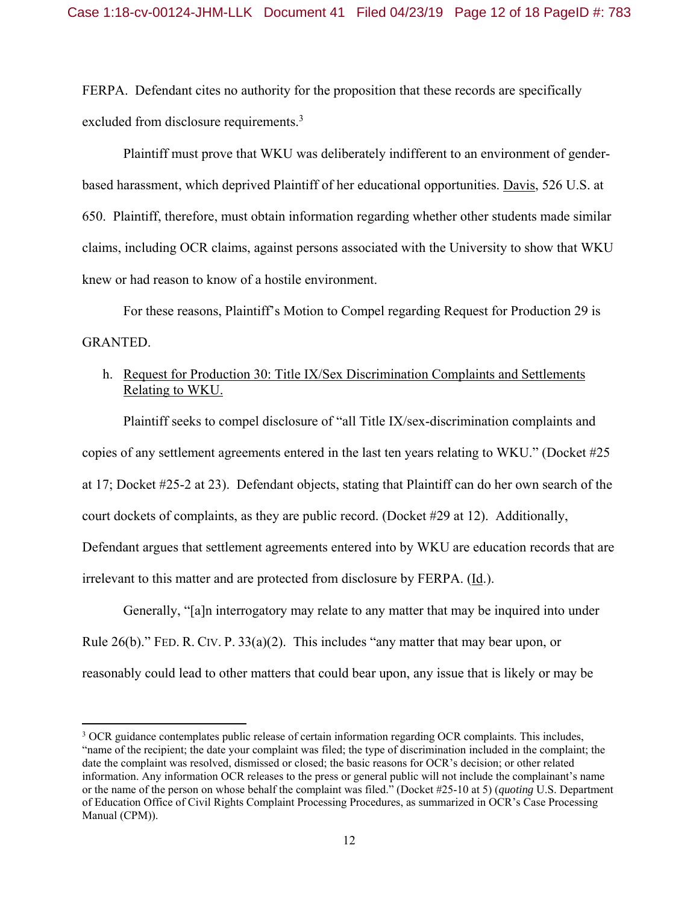FERPA. Defendant cites no authority for the proposition that these records are specifically excluded from disclosure requirements.[3]

Plaintiff must prove that WKU was deliberately indifferent to an environment of gender-based harassment, which deprived Plaintiff of her educational opportunities. Davis, 526 U.S. at 650. Plaintiff, therefore, must obtain information regarding whether other students made similar claims, including OCR claims, against persons associated with the University to show that WKU knew or had reason to know of a hostile environment.

For these reasons, Plaintiff's Motion to Compel regarding Request for Production 29 is GRANTED.

h. Request for Production 30: Title IX/Sex Discrimination Complaints and Settlements Relating to WKU.

Plaintiff seeks to compel disclosure of "all Title IX/sex-discrimination complaints and copies of any settlement agreements entered in the last ten years relating to WKU." (Docket #25 at 17; Docket #25-2 at 23). Defendant objects, stating that Plaintiff can do her own search of the court dockets of complaints, as they are public record. (Docket #29 at 12). Additionally, Defendant argues that settlement agreements entered into by WKU are education records that are irrelevant to this matter and are protected from disclosure by FERPA. (Id.).

Generally, "[a]n interrogatory may relate to any matter that may be inquired into under Rule 26(b)." FED. R. CIV. P. 33(a)(2). This includes "any matter that may bear upon, or reasonably could lead to other matters that could bear upon, any issue that is likely or may be

---

[3] OCR guidance contemplates public release of certain information regarding OCR complaints. This includes, "name of the recipient; the date your complaint was filed; the type of discrimination included in the complaint; the date the complaint was resolved, dismissed or closed; the basic reasons for OCR's decision; or other related information. Any information OCR releases to the press or general public will not include the complainant's name or the name of the person on whose behalf the complaint was filed." (Docket #25-10 at 5) (*quoting* U.S. Department of Education Office of Civil Rights Complaint Processing Procedures, as summarized in OCR's Case Processing Manual (CPM)).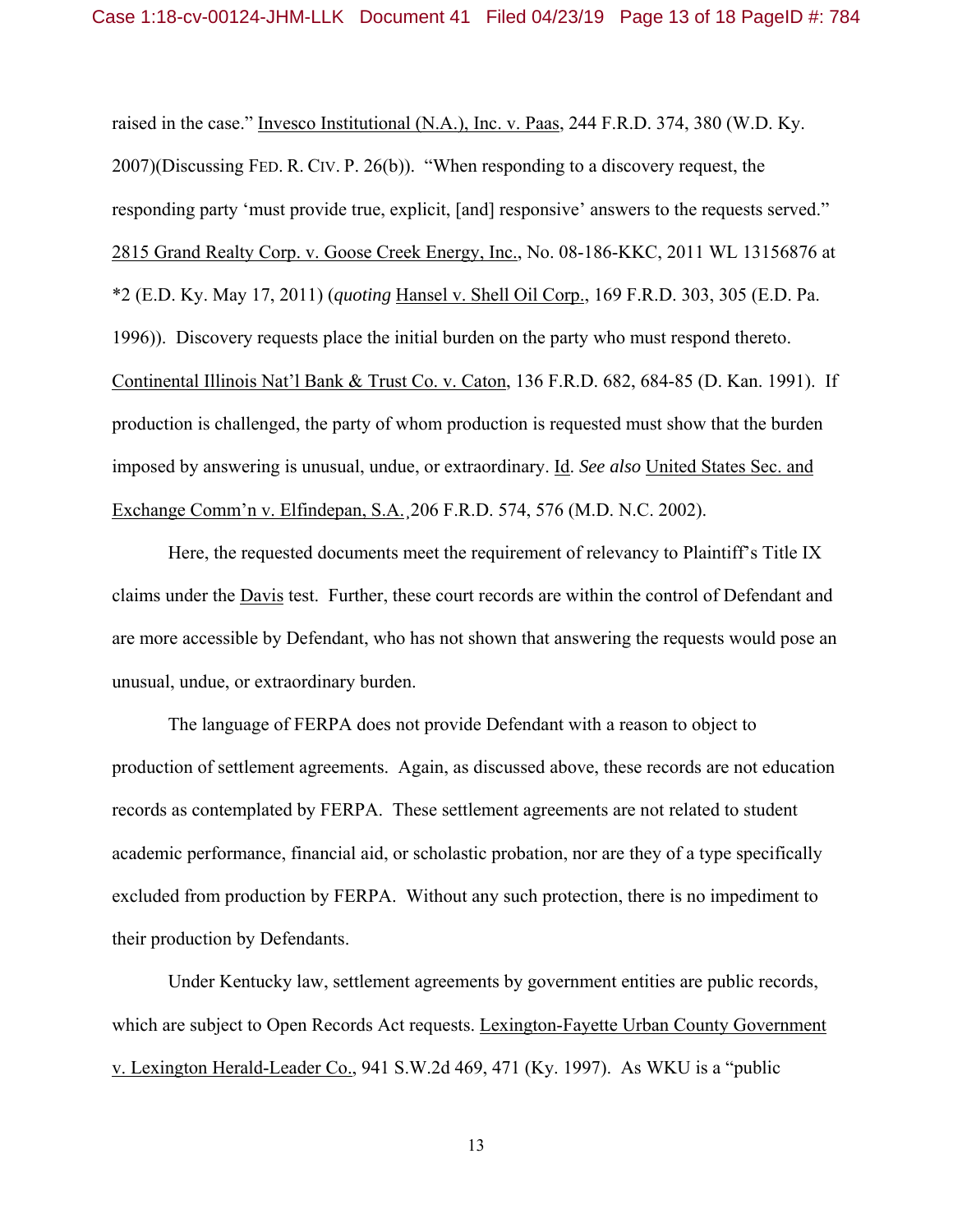raised in the case." Invesco Institutional (N.A.), Inc. v. Paas, 244 F.R.D. 374, 380 (W.D. Ky. 2007)(Discussing FED. R. CIV. P. 26(b)). "When responding to a discovery request, the responding party 'must provide true, explicit, [and] responsive' answers to the requests served." 2815 Grand Realty Corp. v. Goose Creek Energy, Inc., No. 08-186-KKC, 2011 WL 13156876 at *2 (E.D. Ky. May 17, 2011) (*quoting* Hansel v. Shell Oil Corp., 169 F.R.D. 303, 305 (E.D. Pa. 1996)). Discovery requests place the initial burden on the party who must respond thereto. Continental Illinois Nat'l Bank & Trust Co. v. Caton, 136 F.R.D. 682, 684-85 (D. Kan. 1991). If production is challenged, the party of whom production is requested must show that the burden imposed by answering is unusual, undue, or extraordinary. Id. *See also* United States Sec. and Exchange Comm'n v. Elfindepan, S.A., 206 F.R.D. 574, 576 (M.D. N.C. 2002).

Here, the requested documents meet the requirement of relevancy to Plaintiff's Title IX claims under the Davis test. Further, these court records are within the control of Defendant and are more accessible by Defendant, who has not shown that answering the requests would pose an unusual, undue, or extraordinary burden.

The language of FERPA does not provide Defendant with a reason to object to production of settlement agreements. Again, as discussed above, these records are not education records as contemplated by FERPA. These settlement agreements are not related to student academic performance, financial aid, or scholastic probation, nor are they of a type specifically excluded from production by FERPA. Without any such protection, there is no impediment to their production by Defendants.

Under Kentucky law, settlement agreements by government entities are public records, which are subject to Open Records Act requests. Lexington-Fayette Urban County Government v. Lexington Herald-Leader Co., 941 S.W.2d 469, 471 (Ky. 1997). As WKU is a "public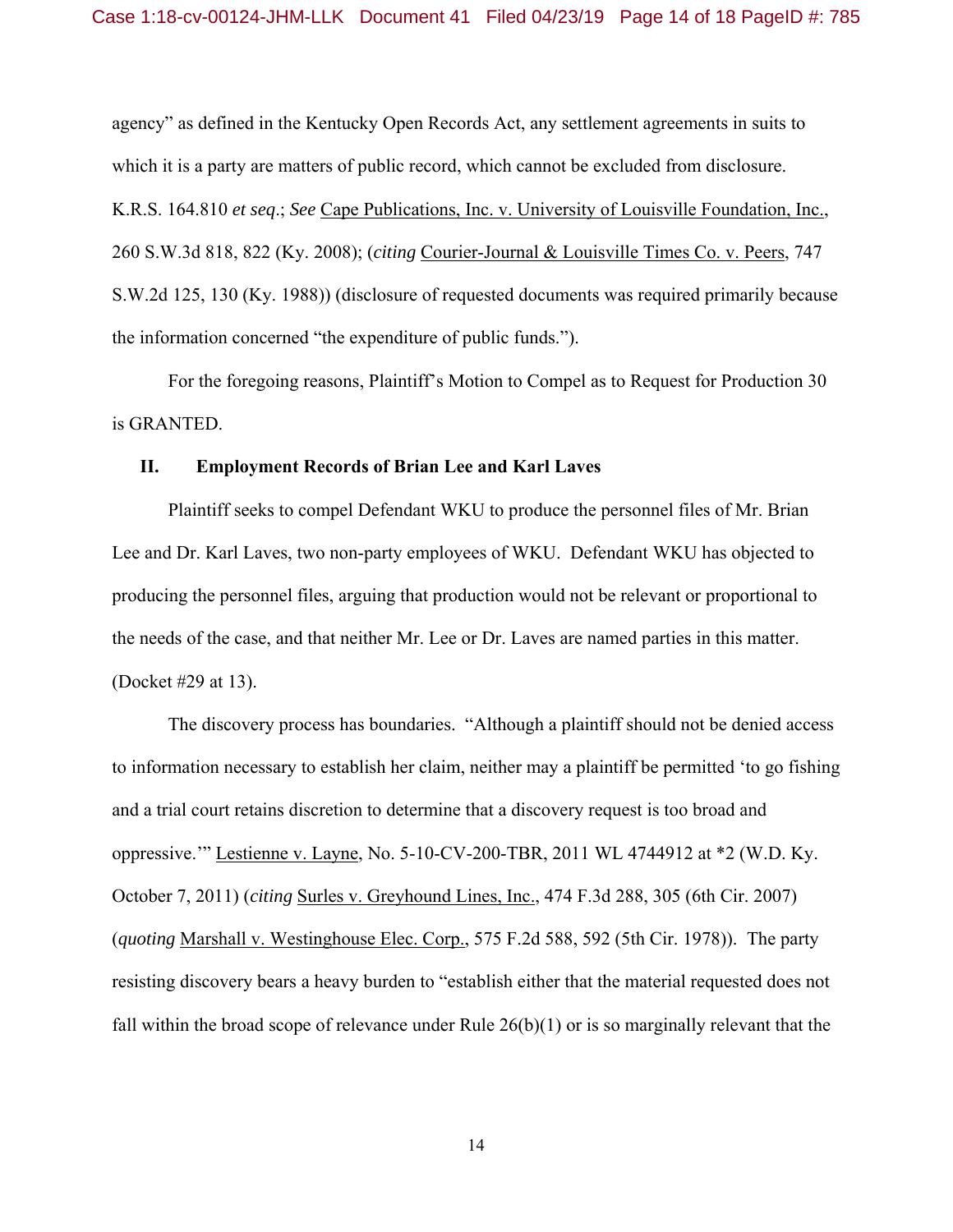agency" as defined in the Kentucky Open Records Act, any settlement agreements in suits to which it is a party are matters of public record, which cannot be excluded from disclosure. K.R.S. 164.810 *et seq*.; *See* Cape Publications, Inc. v. University of Louisville Foundation, Inc., 260 S.W.3d 818, 822 (Ky. 2008); (*citing* Courier-Journal & Louisville Times Co. v. Peers, 747 S.W.2d 125, 130 (Ky. 1988)) (disclosure of requested documents was required primarily because the information concerned "the expenditure of public funds.").

For the foregoing reasons, Plaintiff's Motion to Compel as to Request for Production 30 is GRANTED.

## II. Employment Records of Brian Lee and Karl Laves

Plaintiff seeks to compel Defendant WKU to produce the personnel files of Mr. Brian Lee and Dr. Karl Laves, two non-party employees of WKU. Defendant WKU has objected to producing the personnel files, arguing that production would not be relevant or proportional to the needs of the case, and that neither Mr. Lee or Dr. Laves are named parties in this matter. (Docket #29 at 13).

The discovery process has boundaries. "Although a plaintiff should not be denied access to information necessary to establish her claim, neither may a plaintiff be permitted 'to go fishing and a trial court retains discretion to determine that a discovery request is too broad and oppressive.'" Lestienne v. Layne, No. 5-10-CV-200-TBR, 2011 WL 4744912 at *2 (W.D. Ky. October 7, 2011) (*citing* Surles v. Greyhound Lines, Inc., 474 F.3d 288, 305 (6th Cir. 2007) (*quoting* Marshall v. Westinghouse Elec. Corp., 575 F.2d 588, 592 (5th Cir. 1978)). The party resisting discovery bears a heavy burden to "establish either that the material requested does not fall within the broad scope of relevance under Rule 26(b)(1) or is so marginally relevant that the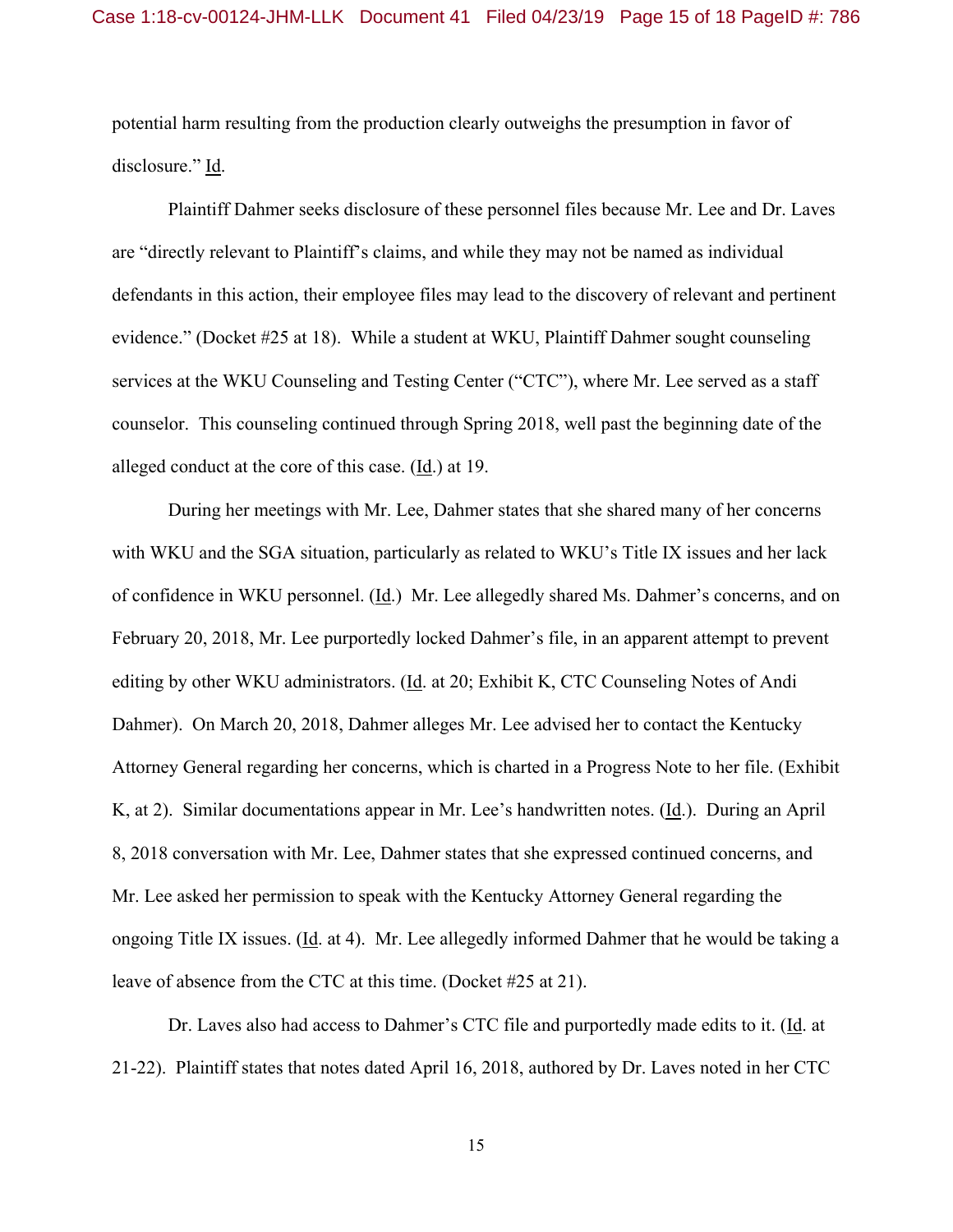potential harm resulting from the production clearly outweighs the presumption in favor of disclosure." Id.

Plaintiff Dahmer seeks disclosure of these personnel files because Mr. Lee and Dr. Laves are "directly relevant to Plaintiff's claims, and while they may not be named as individual defendants in this action, their employee files may lead to the discovery of relevant and pertinent evidence." (Docket #25 at 18). While a student at WKU, Plaintiff Dahmer sought counseling services at the WKU Counseling and Testing Center ("CTC"), where Mr. Lee served as a staff counselor. This counseling continued through Spring 2018, well past the beginning date of the alleged conduct at the core of this case. (Id.) at 19.

During her meetings with Mr. Lee, Dahmer states that she shared many of her concerns with WKU and the SGA situation, particularly as related to WKU's Title IX issues and her lack of confidence in WKU personnel. (Id.) Mr. Lee allegedly shared Ms. Dahmer's concerns, and on February 20, 2018, Mr. Lee purportedly locked Dahmer's file, in an apparent attempt to prevent editing by other WKU administrators. (Id. at 20; Exhibit K, CTC Counseling Notes of Andi Dahmer). On March 20, 2018, Dahmer alleges Mr. Lee advised her to contact the Kentucky Attorney General regarding her concerns, which is charted in a Progress Note to her file. (Exhibit K, at 2). Similar documentations appear in Mr. Lee's handwritten notes. (Id.). During an April 8, 2018 conversation with Mr. Lee, Dahmer states that she expressed continued concerns, and Mr. Lee asked her permission to speak with the Kentucky Attorney General regarding the ongoing Title IX issues. (Id. at 4). Mr. Lee allegedly informed Dahmer that he would be taking a leave of absence from the CTC at this time. (Docket #25 at 21).

Dr. Laves also had access to Dahmer's CTC file and purportedly made edits to it. (Id. at 21-22). Plaintiff states that notes dated April 16, 2018, authored by Dr. Laves noted in her CTC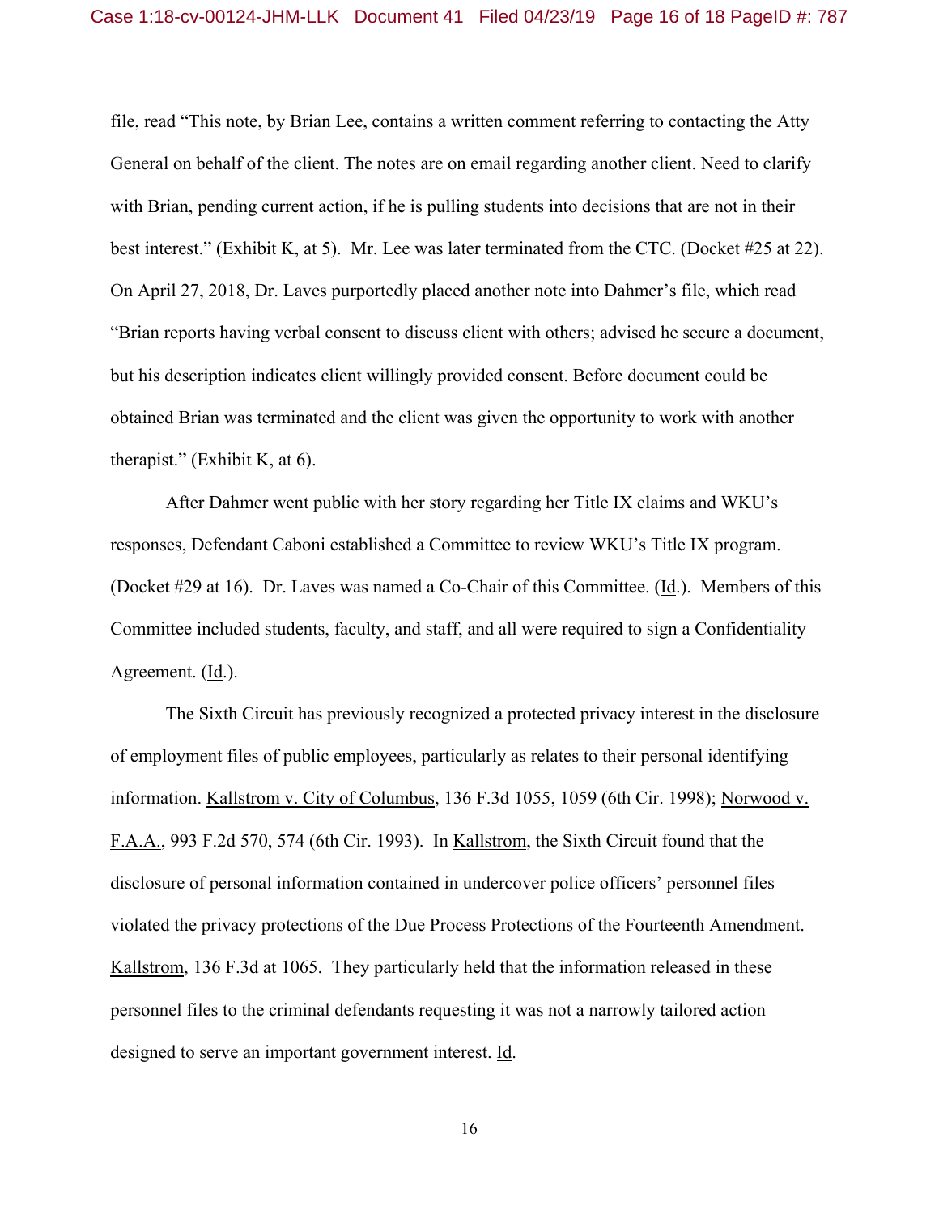file, read "This note, by Brian Lee, contains a written comment referring to contacting the Atty General on behalf of the client. The notes are on email regarding another client. Need to clarify with Brian, pending current action, if he is pulling students into decisions that are not in their best interest." (Exhibit K, at 5). Mr. Lee was later terminated from the CTC. (Docket #25 at 22). On April 27, 2018, Dr. Laves purportedly placed another note into Dahmer's file, which read "Brian reports having verbal consent to discuss client with others; advised he secure a document, but his description indicates client willingly provided consent. Before document could be obtained Brian was terminated and the client was given the opportunity to work with another therapist." (Exhibit K, at 6).

After Dahmer went public with her story regarding her Title IX claims and WKU's responses, Defendant Caboni established a Committee to review WKU's Title IX program. (Docket #29 at 16). Dr. Laves was named a Co-Chair of this Committee. (Id.). Members of this Committee included students, faculty, and staff, and all were required to sign a Confidentiality Agreement. (Id.).

The Sixth Circuit has previously recognized a protected privacy interest in the disclosure of employment files of public employees, particularly as relates to their personal identifying information. Kallstrom v. City of Columbus, 136 F.3d 1055, 1059 (6th Cir. 1998); Norwood v. F.A.A., 993 F.2d 570, 574 (6th Cir. 1993). In Kallstrom, the Sixth Circuit found that the disclosure of personal information contained in undercover police officers' personnel files violated the privacy protections of the Due Process Protections of the Fourteenth Amendment. Kallstrom, 136 F.3d at 1065. They particularly held that the information released in these personnel files to the criminal defendants requesting it was not a narrowly tailored action designed to serve an important government interest. Id.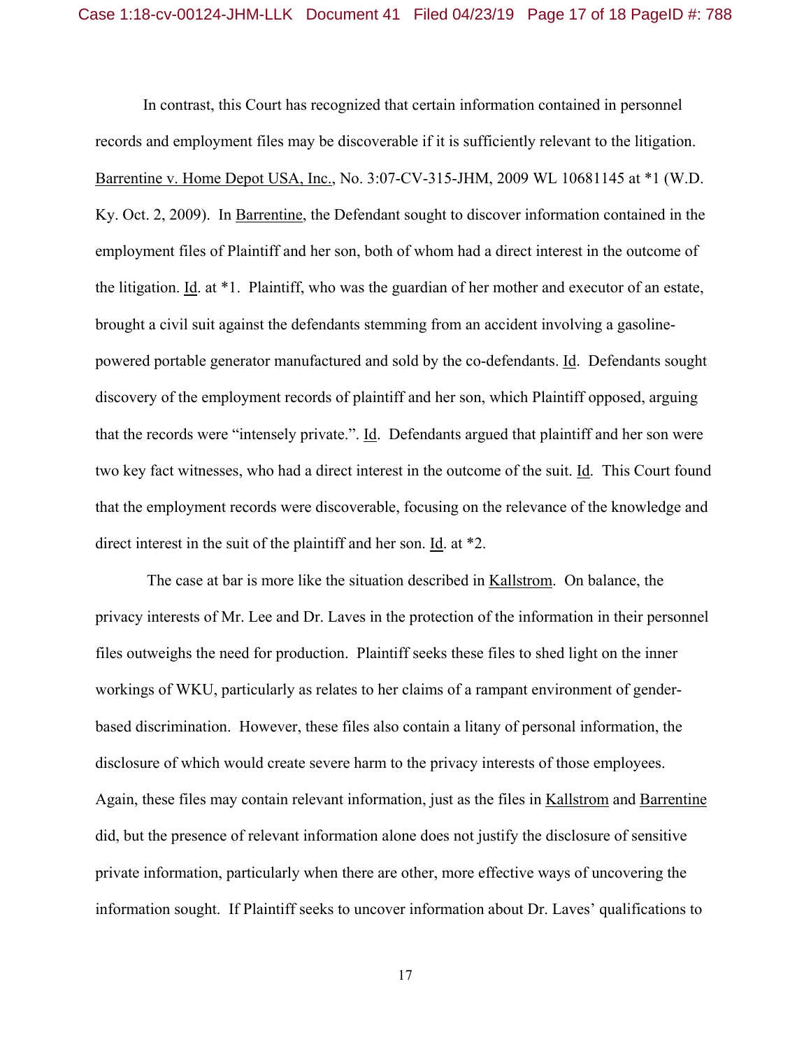In contrast, this Court has recognized that certain information contained in personnel records and employment files may be discoverable if it is sufficiently relevant to the litigation. Barrentine v. Home Depot USA, Inc., No. 3:07-CV-315-JHM, 2009 WL 10681145 at *1 (W.D. Ky. Oct. 2, 2009). In Barrentine, the Defendant sought to discover information contained in the employment files of Plaintiff and her son, both of whom had a direct interest in the outcome of the litigation. Id. at *1. Plaintiff, who was the guardian of her mother and executor of an estate, brought a civil suit against the defendants stemming from an accident involving a gasoline-powered portable generator manufactured and sold by the co-defendants. Id. Defendants sought discovery of the employment records of plaintiff and her son, which Plaintiff opposed, arguing that the records were "intensely private.". Id. Defendants argued that plaintiff and her son were two key fact witnesses, who had a direct interest in the outcome of the suit. Id. This Court found that the employment records were discoverable, focusing on the relevance of the knowledge and direct interest in the suit of the plaintiff and her son. Id. at *2.

The case at bar is more like the situation described in Kallstrom. On balance, the privacy interests of Mr. Lee and Dr. Laves in the protection of the information in their personnel files outweighs the need for production. Plaintiff seeks these files to shed light on the inner workings of WKU, particularly as relates to her claims of a rampant environment of gender-based discrimination. However, these files also contain a litany of personal information, the disclosure of which would create severe harm to the privacy interests of those employees. Again, these files may contain relevant information, just as the files in Kallstrom and Barrentine did, but the presence of relevant information alone does not justify the disclosure of sensitive private information, particularly when there are other, more effective ways of uncovering the information sought. If Plaintiff seeks to uncover information about Dr. Laves' qualifications to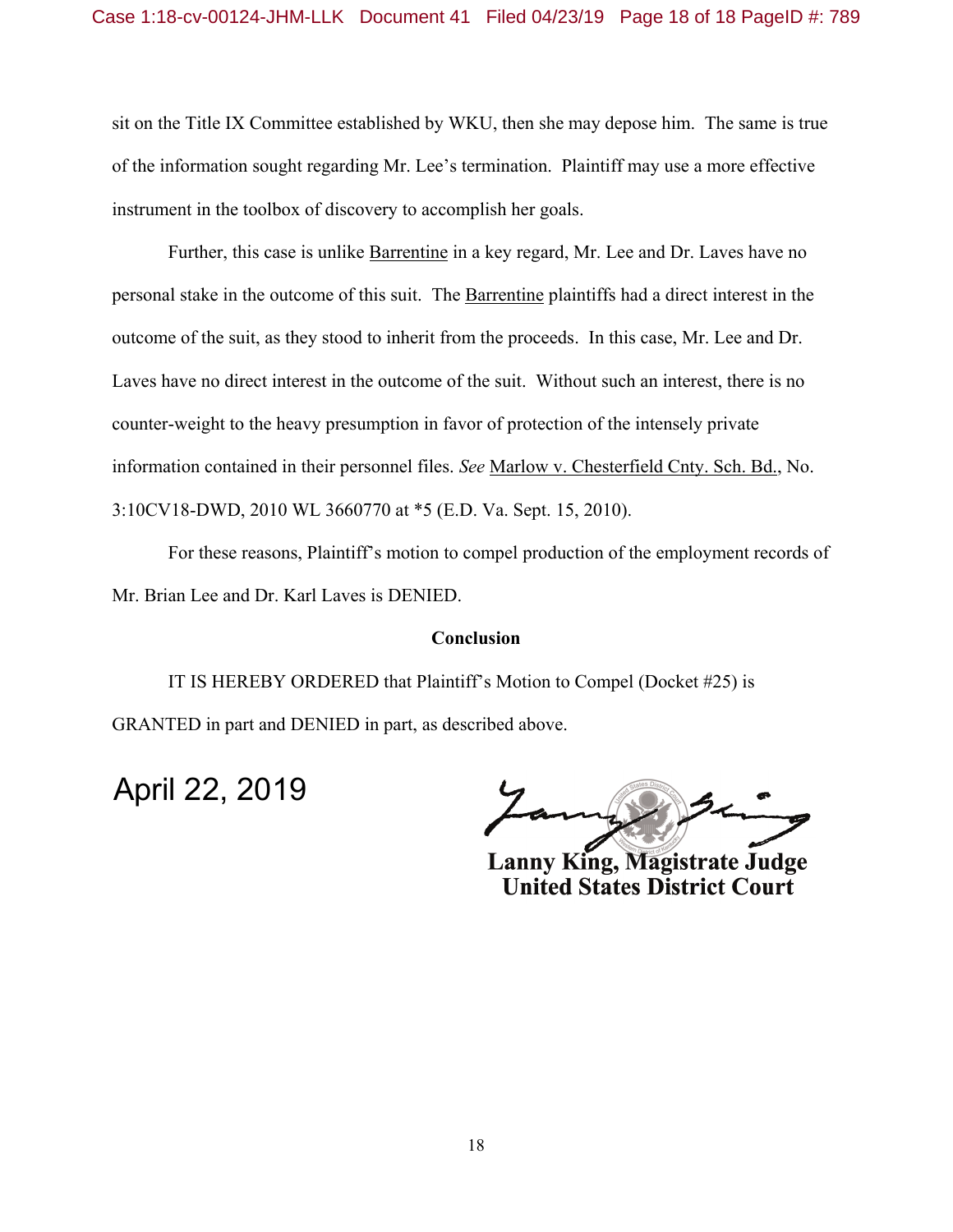sit on the Title IX Committee established by WKU, then she may depose him. The same is true of the information sought regarding Mr. Lee's termination. Plaintiff may use a more effective instrument in the toolbox of discovery to accomplish her goals.

Further, this case is unlike Barrentine in a key regard, Mr. Lee and Dr. Laves have no personal stake in the outcome of this suit. The Barrentine plaintiffs had a direct interest in the outcome of the suit, as they stood to inherit from the proceeds. In this case, Mr. Lee and Dr. Laves have no direct interest in the outcome of the suit. Without such an interest, there is no counter-weight to the heavy presumption in favor of protection of the intensely private information contained in their personnel files. *See* Marlow v. Chesterfield Cnty. Sch. Bd., No. 3:10CV18-DWD, 2010 WL 3660770 at *5 (E.D. Va. Sept. 15, 2010).

For these reasons, Plaintiff's motion to compel production of the employment records of Mr. Brian Lee and Dr. Karl Laves is DENIED.

**Conclusion**

IT IS HEREBY ORDERED that Plaintiff's Motion to Compel (Docket #25) is GRANTED in part and DENIED in part, as described above.

April 22, 2019

**Lanny King, Magistrate Judge**
**United States District Court**